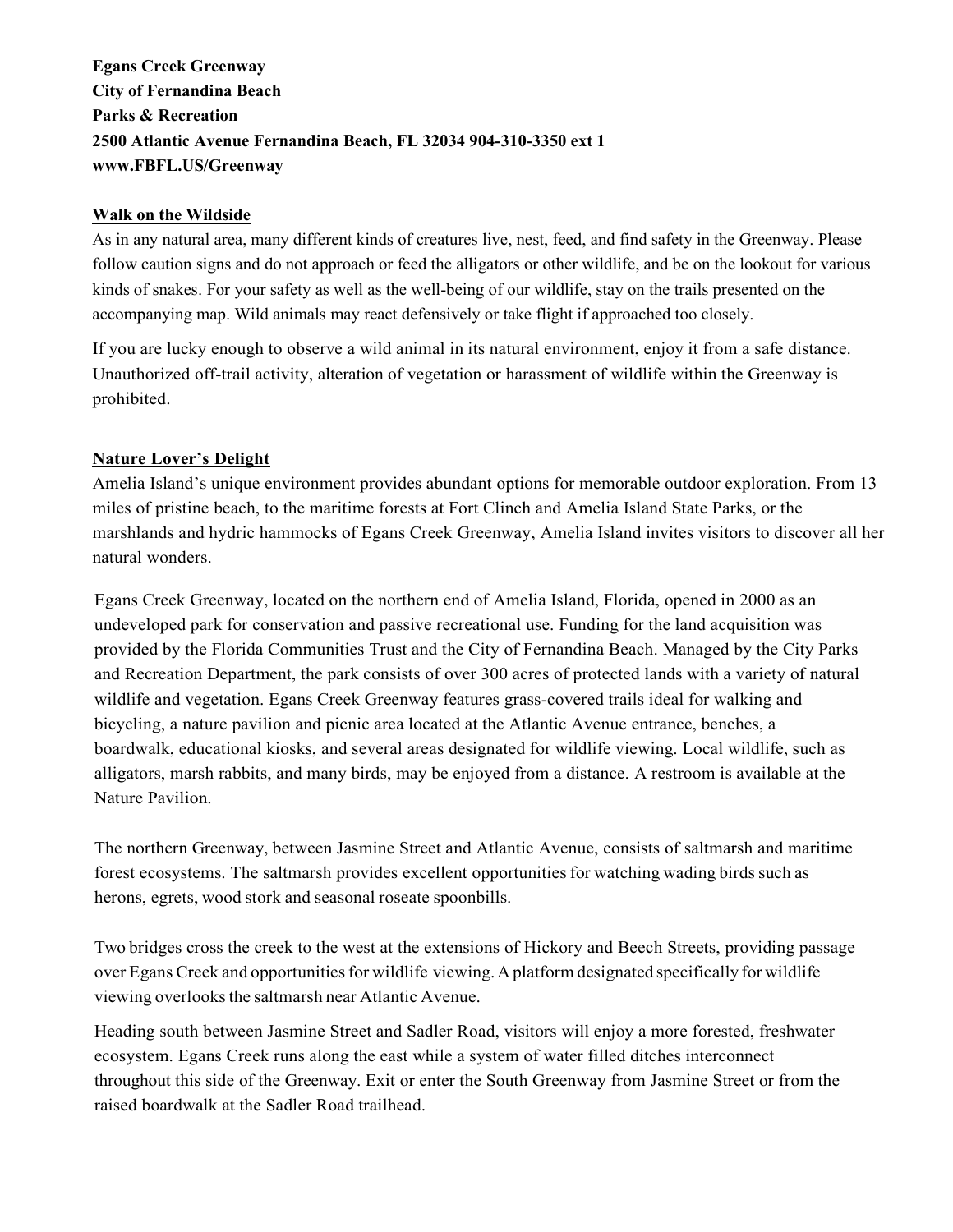**Egans Creek Greenway**
**City of Fernandina Beach**
**Parks & Recreation**
**2500 Atlantic Avenue Fernandina Beach, FL 32034 904-310-3350 ext 1**
**www.FBFL.US/Greenway**

## Walk on the Wildside

As in any natural area, many different kinds of creatures live, nest, feed, and find safety in the Greenway. Please follow caution signs and do not approach or feed the alligators or other wildlife, and be on the lookout for various kinds of snakes. For your safety as well as the well-being of our wildlife, stay on the trails presented on the accompanying map. Wild animals may react defensively or take flight if approached too closely.

If you are lucky enough to observe a wild animal in its natural environment, enjoy it from a safe distance. Unauthorized off-trail activity, alteration of vegetation or harassment of wildlife within the Greenway is prohibited.

## Nature Lover's Delight

Amelia Island's unique environment provides abundant options for memorable outdoor exploration. From 13 miles of pristine beach, to the maritime forests at Fort Clinch and Amelia Island State Parks, or the marshlands and hydric hammocks of Egans Creek Greenway, Amelia Island invites visitors to discover all her natural wonders.

Egans Creek Greenway, located on the northern end of Amelia Island, Florida, opened in 2000 as an undeveloped park for conservation and passive recreational use. Funding for the land acquisition was provided by the Florida Communities Trust and the City of Fernandina Beach. Managed by the City Parks and Recreation Department, the park consists of over 300 acres of protected lands with a variety of natural wildlife and vegetation. Egans Creek Greenway features grass-covered trails ideal for walking and bicycling, a nature pavilion and picnic area located at the Atlantic Avenue entrance, benches, a boardwalk, educational kiosks, and several areas designated for wildlife viewing. Local wildlife, such as alligators, marsh rabbits, and many birds, may be enjoyed from a distance. A restroom is available at the Nature Pavilion.

The northern Greenway, between Jasmine Street and Atlantic Avenue, consists of saltmarsh and maritime forest ecosystems. The saltmarsh provides excellent opportunities for watching wading birds such as herons, egrets, wood stork and seasonal roseate spoonbills.

Two bridges cross the creek to the west at the extensions of Hickory and Beech Streets, providing passage over Egans Creek and opportunities for wildlife viewing. A platform designated specifically for wildlife viewing overlooks the saltmarsh near Atlantic Avenue.

Heading south between Jasmine Street and Sadler Road, visitors will enjoy a more forested, freshwater ecosystem. Egans Creek runs along the east while a system of water filled ditches interconnect throughout this side of the Greenway. Exit or enter the South Greenway from Jasmine Street or from the raised boardwalk at the Sadler Road trailhead.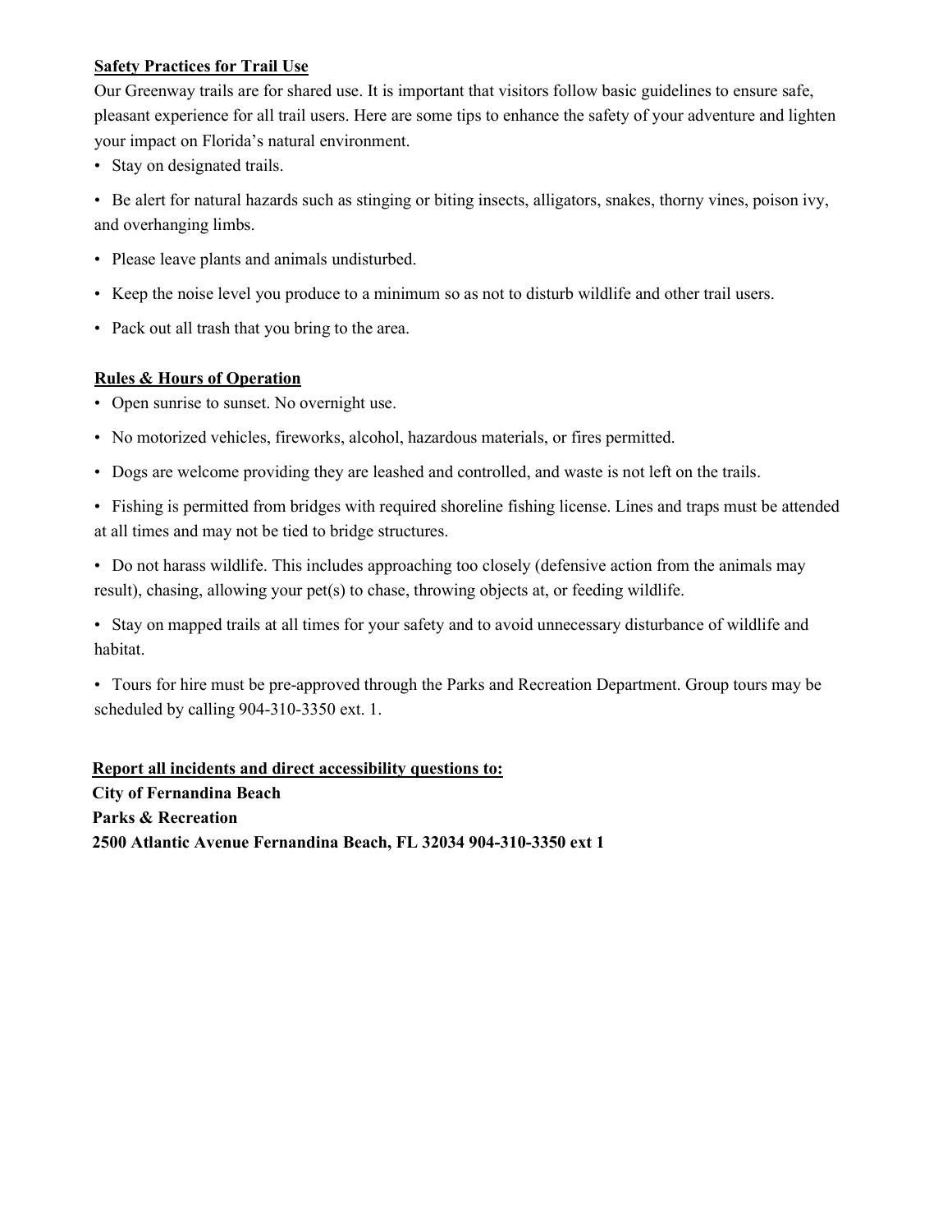**Safety Practices for Trail Use**

Our Greenway trails are for shared use. It is important that visitors follow basic guidelines to ensure safe, pleasant experience for all trail users. Here are some tips to enhance the safety of your adventure and lighten your impact on Florida's natural environment.

- Stay on designated trails.
- Be alert for natural hazards such as stinging or biting insects, alligators, snakes, thorny vines, poison ivy, and overhanging limbs.
- Please leave plants and animals undisturbed.
- Keep the noise level you produce to a minimum so as not to disturb wildlife and other trail users.
- Pack out all trash that you bring to the area.

**Rules & Hours of Operation**

- Open sunrise to sunset. No overnight use.
- No motorized vehicles, fireworks, alcohol, hazardous materials, or fires permitted.
- Dogs are welcome providing they are leashed and controlled, and waste is not left on the trails.
- Fishing is permitted from bridges with required shoreline fishing license. Lines and traps must be attended at all times and may not be tied to bridge structures.
- Do not harass wildlife. This includes approaching too closely (defensive action from the animals may result), chasing, allowing your pet(s) to chase, throwing objects at, or feeding wildlife.
- Stay on mapped trails at all times for your safety and to avoid unnecessary disturbance of wildlife and habitat.
- Tours for hire must be pre-approved through the Parks and Recreation Department. Group tours may be scheduled by calling 904-310-3350 ext. 1.

**Report all incidents and direct accessibility questions to:**

**City of Fernandina Beach**
**Parks & Recreation**
**2500 Atlantic Avenue Fernandina Beach, FL 32034 904-310-3350 ext 1**